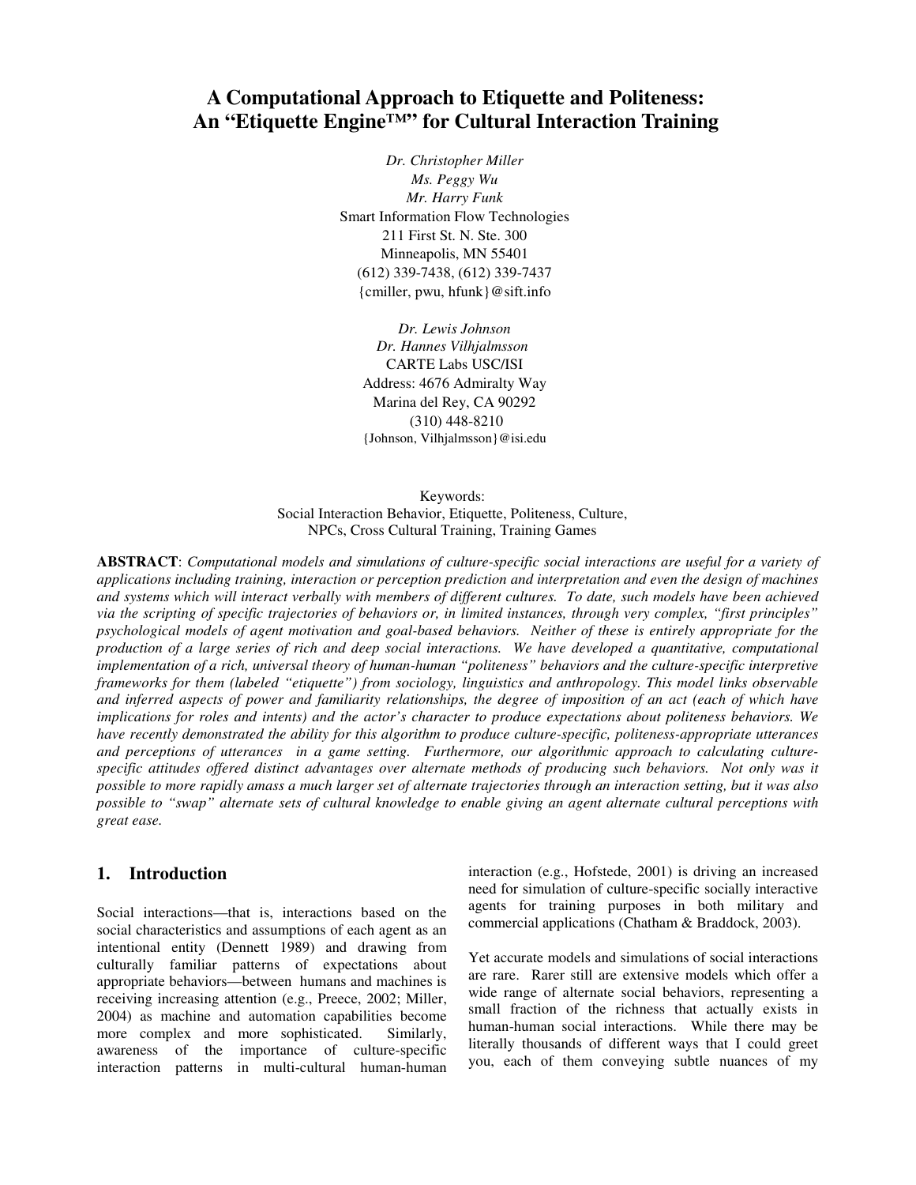# A Computational Approach to Etiquette and Politeness: An "Etiquette Engine™" for Cultural Interaction Training

*Dr. Christopher Miller*
*Ms. Peggy Wu*
*Mr. Harry Funk*
Smart Information Flow Technologies
211 First St. N. Ste. 300
Minneapolis, MN 55401
(612) 339-7438, (612) 339-7437
{cmiller, pwu, hfunk}@sift.info

*Dr. Lewis Johnson*
*Dr. Hannes Vilhjalmsson*
CARTE Labs USC/ISI
Address: 4676 Admiralty Way
Marina del Rey, CA 90292
(310) 448-8210
{Johnson, Vilhjalmsson}@isi.edu

Keywords:
Social Interaction Behavior, Etiquette, Politeness, Culture, NPCs, Cross Cultural Training, Training Games

**ABSTRACT**: *Computational models and simulations of culture-specific social interactions are useful for a variety of applications including training, interaction or perception prediction and interpretation and even the design of machines and systems which will interact verbally with members of different cultures. To date, such models have been achieved via the scripting of specific trajectories of behaviors or, in limited instances, through very complex, "first principles" psychological models of agent motivation and goal-based behaviors. Neither of these is entirely appropriate for the production of a large series of rich and deep social interactions. We have developed a quantitative, computational implementation of a rich, universal theory of human-human "politeness" behaviors and the culture-specific interpretive frameworks for them (labeled "etiquette") from sociology, linguistics and anthropology. This model links observable and inferred aspects of power and familiarity relationships, the degree of imposition of an act (each of which have implications for roles and intents) and the actor's character to produce expectations about politeness behaviors. We have recently demonstrated the ability for this algorithm to produce culture-specific, politeness-appropriate utterances and perceptions of utterances in a game setting. Furthermore, our algorithmic approach to calculating culture-specific attitudes offered distinct advantages over alternate methods of producing such behaviors. Not only was it possible to more rapidly amass a much larger set of alternate trajectories through an interaction setting, but it was also possible to "swap" alternate sets of cultural knowledge to enable giving an agent alternate cultural perceptions with great ease.*

## 1. Introduction

Social interactions—that is, interactions based on the social characteristics and assumptions of each agent as an intentional entity (Dennett 1989) and drawing from culturally familiar patterns of expectations about appropriate behaviors—between humans and machines is receiving increasing attention (e.g., Preece, 2002; Miller, 2004) as machine and automation capabilities become more complex and more sophisticated. Similarly, awareness of the importance of culture-specific interaction patterns in multi-cultural human-human interaction (e.g., Hofstede, 2001) is driving an increased need for simulation of culture-specific socially interactive agents for training purposes in both military and commercial applications (Chatham & Braddock, 2003).

Yet accurate models and simulations of social interactions are rare. Rarer still are extensive models which offer a wide range of alternate social behaviors, representing a small fraction of the richness that actually exists in human-human social interactions. While there may be literally thousands of different ways that I could greet you, each of them conveying subtle nuances of my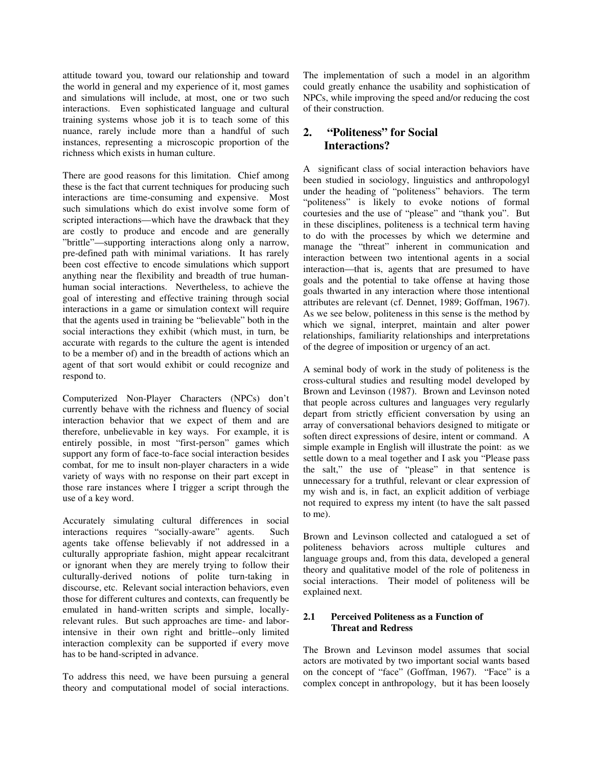attitude toward you, toward our relationship and toward the world in general and my experience of it, most games and simulations will include, at most, one or two such interactions. Even sophisticated language and cultural training systems whose job it is to teach some of this nuance, rarely include more than a handful of such instances, representing a microscopic proportion of the richness which exists in human culture.

There are good reasons for this limitation. Chief among these is the fact that current techniques for producing such interactions are time-consuming and expensive. Most such simulations which do exist involve some form of scripted interactions—which have the drawback that they are costly to produce and encode and are generally "brittle"—supporting interactions along only a narrow, pre-defined path with minimal variations. It has rarely been cost effective to encode simulations which support anything near the flexibility and breadth of true human-human social interactions. Nevertheless, to achieve the goal of interesting and effective training through social interactions in a game or simulation context will require that the agents used in training be "believable" both in the social interactions they exhibit (which must, in turn, be accurate with regards to the culture the agent is intended to be a member of) and in the breadth of actions which an agent of that sort would exhibit or could recognize and respond to.

Computerized Non-Player Characters (NPCs) don't currently behave with the richness and fluency of social interaction behavior that we expect of them and are therefore, unbelievable in key ways. For example, it is entirely possible, in most "first-person" games which support any form of face-to-face social interaction besides combat, for me to insult non-player characters in a wide variety of ways with no response on their part except in those rare instances where I trigger a script through the use of a key word.

Accurately simulating cultural differences in social interactions requires "socially-aware" agents. Such agents take offense believably if not addressed in a culturally appropriate fashion, might appear recalcitrant or ignorant when they are merely trying to follow their culturally-derived notions of polite turn-taking in discourse, etc. Relevant social interaction behaviors, even those for different cultures and contexts, can frequently be emulated in hand-written scripts and simple, locally-relevant rules. But such approaches are time- and labor-intensive in their own right and brittle--only limited interaction complexity can be supported if every move has to be hand-scripted in advance.

To address this need, we have been pursuing a general theory and computational model of social interactions. The implementation of such a model in an algorithm could greatly enhance the usability and sophistication of NPCs, while improving the speed and/or reducing the cost of their construction.

## 2. "Politeness" for Social Interactions?

A significant class of social interaction behaviors have been studied in sociology, linguistics and anthropologyl under the heading of "politeness" behaviors. The term "politeness" is likely to evoke notions of formal courtesies and the use of "please" and "thank you". But in these disciplines, politeness is a technical term having to do with the processes by which we determine and manage the "threat" inherent in communication and interaction between two intentional agents in a social interaction—that is, agents that are presumed to have goals and the potential to take offense at having those goals thwarted in any interaction where those intentional attributes are relevant (cf. Dennet, 1989; Goffman, 1967). As we see below, politeness in this sense is the method by which we signal, interpret, maintain and alter power relationships, familiarity relationships and interpretations of the degree of imposition or urgency of an act.

A seminal body of work in the study of politeness is the cross-cultural studies and resulting model developed by Brown and Levinson (1987). Brown and Levinson noted that people across cultures and languages very regularly depart from strictly efficient conversation by using an array of conversational behaviors designed to mitigate or soften direct expressions of desire, intent or command. A simple example in English will illustrate the point: as we settle down to a meal together and I ask you "Please pass the salt," the use of "please" in that sentence is unnecessary for a truthful, relevant or clear expression of my wish and is, in fact, an explicit addition of verbiage not required to express my intent (to have the salt passed to me).

Brown and Levinson collected and catalogued a set of politeness behaviors across multiple cultures and language groups and, from this data, developed a general theory and qualitative model of the role of politeness in social interactions. Their model of politeness will be explained next.

### 2.1 Perceived Politeness as a Function of Threat and Redress

The Brown and Levinson model assumes that social actors are motivated by two important social wants based on the concept of "face" (Goffman, 1967). "Face" is a complex concept in anthropology, but it has been loosely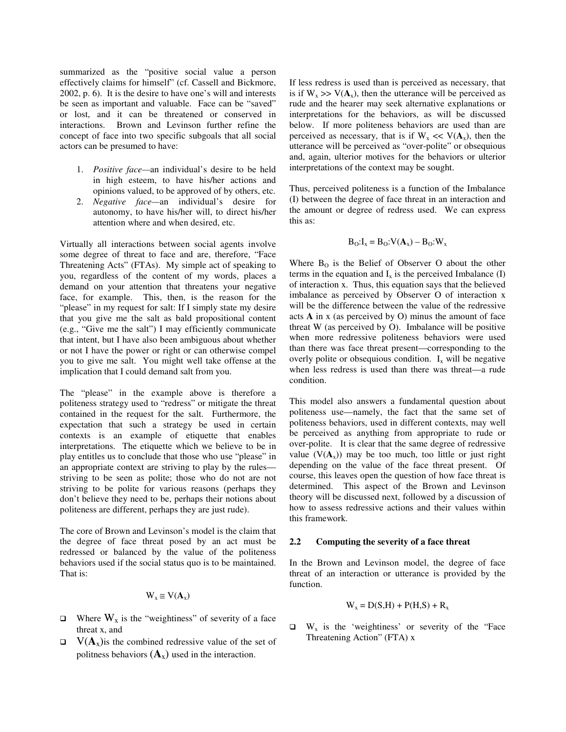summarized as the "positive social value a person effectively claims for himself" (cf. Cassell and Bickmore, 2002, p. 6). It is the desire to have one's will and interests be seen as important and valuable. Face can be "saved" or lost, and it can be threatened or conserved in interactions. Brown and Levinson further refine the concept of face into two specific subgoals that all social actors can be presumed to have:

1. *Positive face*—an individual's desire to be held in high esteem, to have his/her actions and opinions valued, to be approved of by others, etc.
2. *Negative face*—an individual's desire for autonomy, to have his/her will, to direct his/her attention where and when desired, etc.

Virtually all interactions between social agents involve some degree of threat to face and are, therefore, "Face Threatening Acts" (FTAs). My simple act of speaking to you, regardless of the content of my words, places a demand on your attention that threatens your negative face, for example. This, then, is the reason for the "please" in my request for salt: If I simply state my desire that you give me the salt as bald propositional content (e.g., "Give me the salt") I may efficiently communicate that intent, but I have also been ambiguous about whether or not I have the power or right or can otherwise compel you to give me salt. You might well take offense at the implication that I could demand salt from you.

The "please" in the example above is therefore a politeness strategy used to "redress" or mitigate the threat contained in the request for the salt. Furthermore, the expectation that such a strategy be used in certain contexts is an example of etiquette that enables interpretations. The etiquette which we believe to be in play entitles us to conclude that those who use "please" in an appropriate context are striving to play by the rules—striving to be seen as polite; those who do not are not striving to be polite for various reasons (perhaps they don't believe they need to be, perhaps their notions about politeness are different, perhaps they are just rude).

The core of Brown and Levinson's model is the claim that the degree of face threat posed by an act must be redressed or balanced by the value of the politeness behaviors used if the social status quo is to be maintained. That is:

$$W_x \cong V(\mathbf{A}_x)$$

- Where $W_x$ is the "weightiness" of severity of a face threat x, and
- $V(\mathbf{A}_x)$is the combined redressive value of the set of politness behaviors $(\mathbf{A}_x)$ used in the interaction.

If less redress is used than is perceived as necessary, that is if $W_x >> V(\mathbf{A}_x)$, then the utterance will be perceived as rude and the hearer may seek alternative explanations or interpretations for the behaviors, as will be discussed below. If more politeness behaviors are used than are perceived as necessary, that is if $W_x << V(\mathbf{A}_x)$, then the utterance will be perceived as "over-polite" or obsequious and, again, ulterior motives for the behaviors or ulterior interpretations of the context may be sought.

Thus, perceived politeness is a function of the Imbalance (I) between the degree of face threat in an interaction and the amount or degree of redress used. We can express this as:

$$B_O{:}I_x = B_O{:}V(\mathbf{A}_x) - B_O{:}W_x$$

Where $B_O$ is the Belief of Observer O about the other terms in the equation and $I_x$ is the perceived Imbalance (I) of interaction x. Thus, this equation says that the believed imbalance as perceived by Observer O of interaction x will be the difference between the value of the redressive acts **A** in x (as perceived by O) minus the amount of face threat W (as perceived by O). Imbalance will be positive when more redressive politeness behaviors were used than there was face threat present—corresponding to the overly polite or obsequious condition. $I_x$ will be negative when less redress is used than there was threat—a rude condition.

This model also answers a fundamental question about politeness use—namely, the fact that the same set of politeness behaviors, used in different contexts, may well be perceived as anything from appropriate to rude or over-polite. It is clear that the same degree of redressive value ($V(\mathbf{A}_x)$) may be too much, too little or just right depending on the value of the face threat present. Of course, this leaves open the question of how face threat is determined. This aspect of the Brown and Levinson theory will be discussed next, followed by a discussion of how to assess redressive actions and their values within this framework.

## 2.2 Computing the severity of a face threat

In the Brown and Levinson model, the degree of face threat of an interaction or utterance is provided by the function.

$$W_x = D(S,H) + P(H,S) + R_x$$

- $W_x$ is the 'weightiness' or severity of the "Face Threatening Action" (FTA) x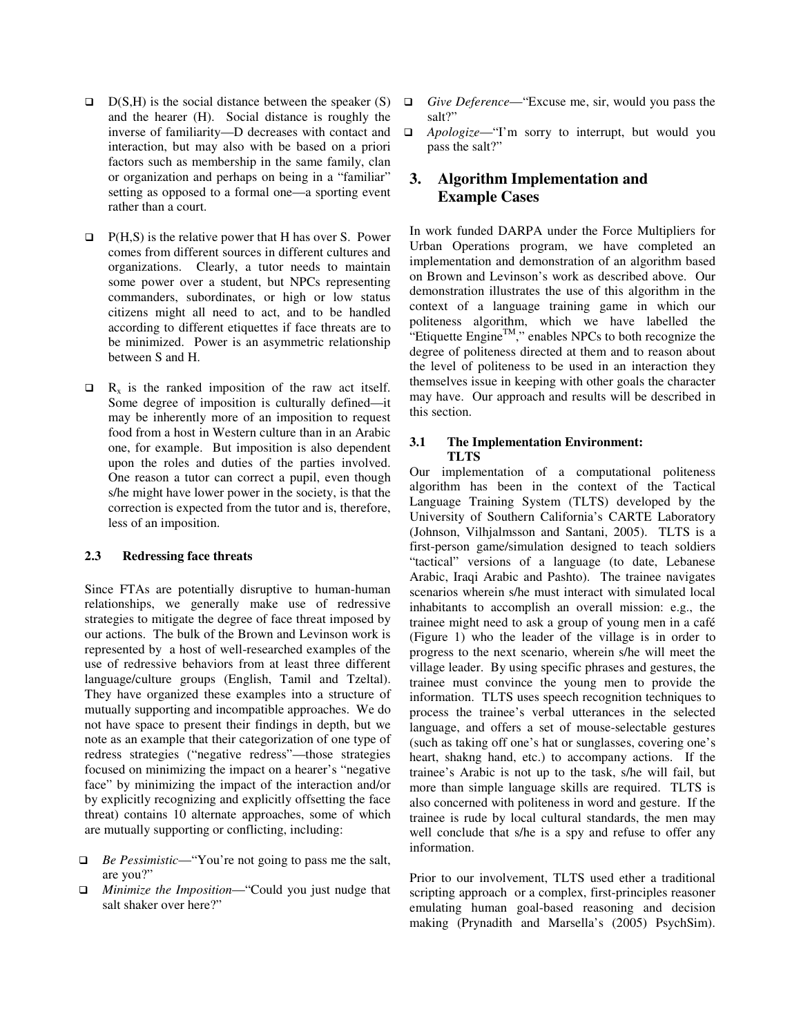- D(S,H) is the social distance between the speaker (S) and the hearer (H). Social distance is roughly the inverse of familiarity—D decreases with contact and interaction, but may also with be based on a priori factors such as membership in the same family, clan or organization and perhaps on being in a "familiar" setting as opposed to a formal one—a sporting event rather than a court.

- P(H,S) is the relative power that H has over S. Power comes from different sources in different cultures and organizations. Clearly, a tutor needs to maintain some power over a student, but NPCs representing commanders, subordinates, or high or low status citizens might all need to act, and to be handled according to different etiquettes if face threats are to be minimized. Power is an asymmetric relationship between S and H.

- $R_x$ is the ranked imposition of the raw act itself. Some degree of imposition is culturally defined—it may be inherently more of an imposition to request food from a host in Western culture than in an Arabic one, for example. But imposition is also dependent upon the roles and duties of the parties involved. One reason a tutor can correct a pupil, even though s/he might have lower power in the society, is that the correction is expected from the tutor and is, therefore, less of an imposition.

### 2.3 Redressing face threats

Since FTAs are potentially disruptive to human-human relationships, we generally make use of redressive strategies to mitigate the degree of face threat imposed by our actions. The bulk of the Brown and Levinson work is represented by a host of well-researched examples of the use of redressive behaviors from at least three different language/culture groups (English, Tamil and Tzeltal). They have organized these examples into a structure of mutually supporting and incompatible approaches. We do not have space to present their findings in depth, but we note as an example that their categorization of one type of redress strategies ("negative redress"—those strategies focused on minimizing the impact on a hearer's "negative face" by minimizing the impact of the interaction and/or by explicitly recognizing and explicitly offsetting the face threat) contains 10 alternate approaches, some of which are mutually supporting or conflicting, including:

- *Be Pessimistic*—"You're not going to pass me the salt, are you?"
- *Minimize the Imposition*—"Could you just nudge that salt shaker over here?"
- *Give Deference*—"Excuse me, sir, would you pass the salt?"
- *Apologize*—"I'm sorry to interrupt, but would you pass the salt?"

## 3. Algorithm Implementation and Example Cases

In work funded DARPA under the Force Multipliers for Urban Operations program, we have completed an implementation and demonstration of an algorithm based on Brown and Levinson's work as described above. Our demonstration illustrates the use of this algorithm in the context of a language training game in which our politeness algorithm, which we have labelled the "Etiquette Engine™," enables NPCs to both recognize the degree of politeness directed at them and to reason about the level of politeness to be used in an interaction they themselves issue in keeping with other goals the character may have. Our approach and results will be described in this section.

### 3.1 The Implementation Environment: TLTS

Our implementation of a computational politeness algorithm has been in the context of the Tactical Language Training System (TLTS) developed by the University of Southern California's CARTE Laboratory (Johnson, Vilhjalmsson and Santani, 2005). TLTS is a first-person game/simulation designed to teach soldiers "tactical" versions of a language (to date, Lebanese Arabic, Iraqi Arabic and Pashto). The trainee navigates scenarios wherein s/he must interact with simulated local inhabitants to accomplish an overall mission: e.g., the trainee might need to ask a group of young men in a café (Figure 1) who the leader of the village is in order to progress to the next scenario, wherein s/he will meet the village leader. By using specific phrases and gestures, the trainee must convince the young men to provide the information. TLTS uses speech recognition techniques to process the trainee's verbal utterances in the selected language, and offers a set of mouse-selectable gestures (such as taking off one's hat or sunglasses, covering one's heart, shakng hand, etc.) to accompany actions. If the trainee's Arabic is not up to the task, s/he will fail, but more than simple language skills are required. TLTS is also concerned with politeness in word and gesture. If the trainee is rude by local cultural standards, the men may well conclude that s/he is a spy and refuse to offer any information.

Prior to our involvement, TLTS used ether a traditional scripting approach or a complex, first-principles reasoner emulating human goal-based reasoning and decision making (Prynadith and Marsella's (2005) PsychSim).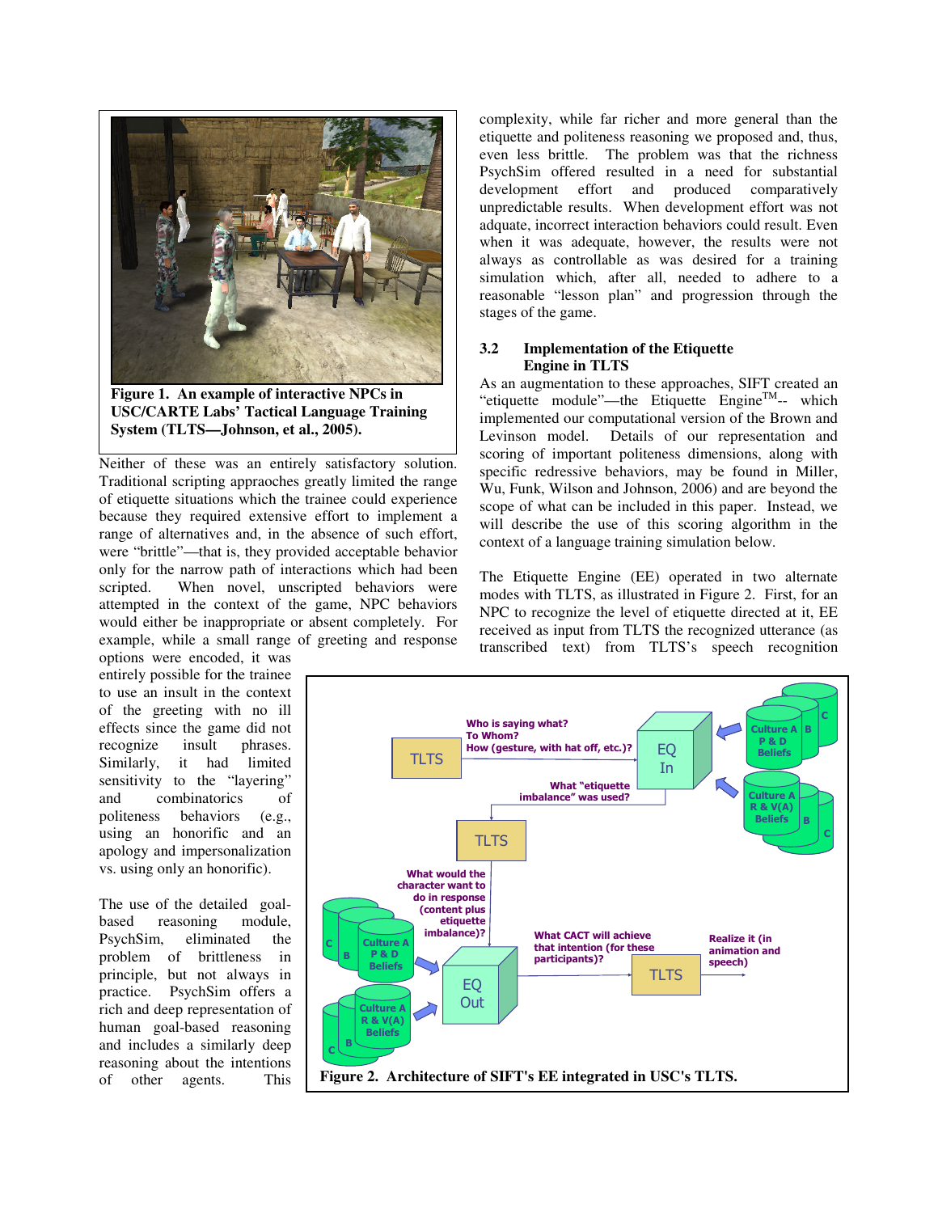Figure 1. An example of interactive NPCs in USC/CARTE Labs' Tactical Language Training System (TLTS—Johnson, et al., 2005).

Neither of these was an entirely satisfactory solution. Traditional scripting appraoches greatly limited the range of etiquette situations which the trainee could experience because they required extensive effort to implement a range of alternatives and, in the absence of such effort, were "brittle"—that is, they provided acceptable behavior only for the narrow path of interactions which had been scripted. When novel, unscripted behaviors were attempted in the context of the game, NPC behaviors would either be inappropriate or absent completely. For example, while a small range of greeting and response options were encoded, it was entirely possible for the trainee to use an insult in the context of the greeting with no ill effects since the game did not recognize insult phrases. Similarly, it had limited sensitivity to the "layering" and combinatorics of politeness behaviors (e.g., using an honorific and an apology and impersonalization vs. using only an honorific).

The use of the detailed goal-based reasoning module, PsychSim, eliminated the problem of brittleness in principle, but not always in practice. PsychSim offers a rich and deep representation of human goal-based reasoning and includes a similarly deep reasoning about the intentions of other agents. This complexity, while far richer and more general than the etiquette and politeness reasoning we proposed and, thus, even less brittle. The problem was that the richness PsychSim offered resulted in a need for substantial development effort and produced comparatively unpredictable results. When development effort was not adquate, incorrect interaction behaviors could result. Even when it was adequate, however, the results were not always as controllable as was desired for a training simulation which, after all, needed to adhere to a reasonable "lesson plan" and progression through the stages of the game.

### 3.2 Implementation of the Etiquette Engine in TLTS

As an augmentation to these approaches, SIFT created an "etiquette module"—the Etiquette Engine™-- which implemented our computational version of the Brown and Levinson model. Details of our representation and scoring of important politeness dimensions, along with specific redressive behaviors, may be found in Miller, Wu, Funk, Wilson and Johnson, 2006) and are beyond the scope of what can be included in this paper. Instead, we will describe the use of this scoring algorithm in the context of a language training simulation below.

The Etiquette Engine (EE) operated in two alternate modes with TLTS, as illustrated in Figure 2. First, for an NPC to recognize the level of etiquette directed at it, EE received as input from TLTS the recognized utterance (as transcribed text) from TLTS's speech recognition

Figure 2. Architecture of SIFT's EE integrated in USC's TLTS.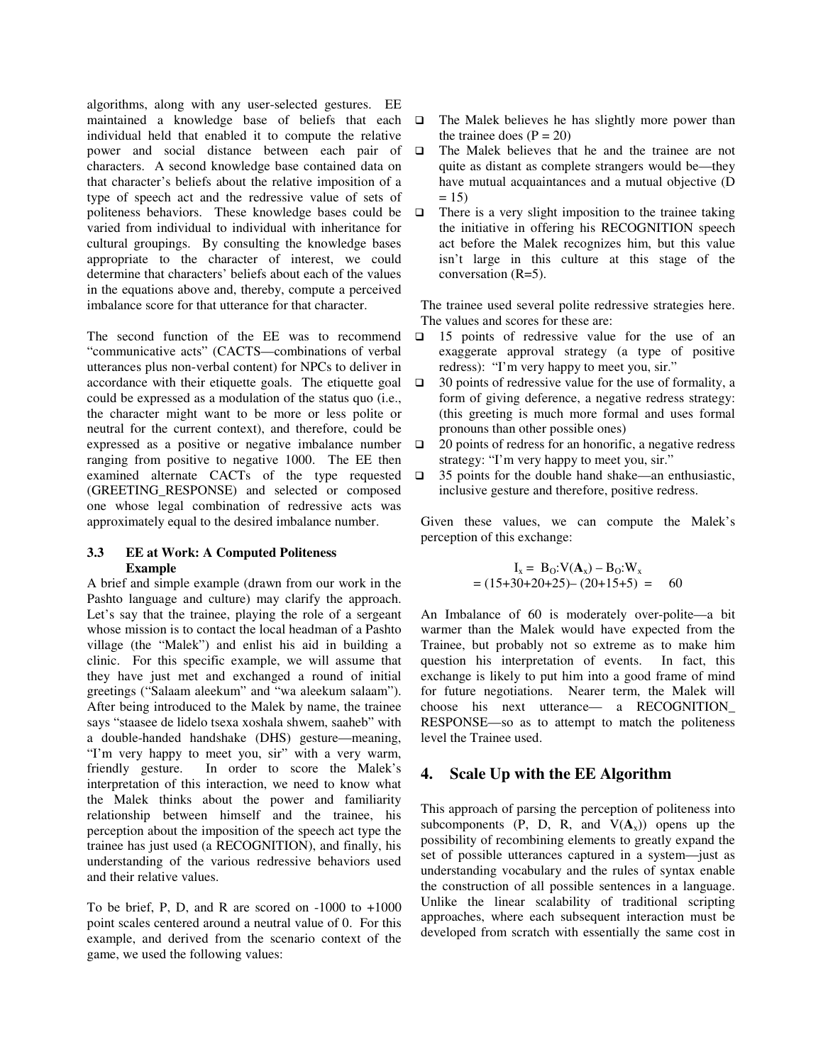algorithms, along with any user-selected gestures. EE maintained a knowledge base of beliefs that each individual held that enabled it to compute the relative power and social distance between each pair of characters. A second knowledge base contained data on that character's beliefs about the relative imposition of a type of speech act and the redressive value of sets of politeness behaviors. These knowledge bases could be varied from individual to individual with inheritance for cultural groupings. By consulting the knowledge bases appropriate to the character of interest, we could determine that characters' beliefs about each of the values in the equations above and, thereby, compute a perceived imbalance score for that utterance for that character.

The second function of the EE was to recommend "communicative acts" (CACTS—combinations of verbal utterances plus non-verbal content) for NPCs to deliver in accordance with their etiquette goals. The etiquette goal could be expressed as a modulation of the status quo (i.e., the character might want to be more or less polite or neutral for the current context), and therefore, could be expressed as a positive or negative imbalance number ranging from positive to negative 1000. The EE then examined alternate CACTs of the type requested (GREETING_RESPONSE) and selected or composed one whose legal combination of redressive acts was approximately equal to the desired imbalance number.

### 3.3 EE at Work: A Computed Politeness Example

A brief and simple example (drawn from our work in the Pashto language and culture) may clarify the approach. Let's say that the trainee, playing the role of a sergeant whose mission is to contact the local headman of a Pashto village (the "Malek") and enlist his aid in building a clinic. For this specific example, we will assume that they have just met and exchanged a round of initial greetings ("Salaam aleekum" and "wa aleekum salaam"). After being introduced to the Malek by name, the trainee says "staasee de lidelo tsexa xoshala shwem, saaheb" with a double-handed handshake (DHS) gesture—meaning, "I'm very happy to meet you, sir" with a very warm, friendly gesture. In order to score the Malek's interpretation of this interaction, we need to know what the Malek thinks about the power and familiarity relationship between himself and the trainee, his perception about the imposition of the speech act type the trainee has just used (a RECOGNITION), and finally, his understanding of the various redressive behaviors used and their relative values.

To be brief, P, D, and R are scored on -1000 to +1000 point scales centered around a neutral value of 0. For this example, and derived from the scenario context of the game, we used the following values:

- The Malek believes he has slightly more power than the trainee does (P = 20)
- The Malek believes that he and the trainee are not quite as distant as complete strangers would be—they have mutual acquaintances and a mutual objective (D = 15)
- There is a very slight imposition to the trainee taking the initiative in offering his RECOGNITION speech act before the Malek recognizes him, but this value isn't large in this culture at this stage of the conversation (R=5).

The trainee used several polite redressive strategies here. The values and scores for these are:

- 15 points of redressive value for the use of an exaggerate approval strategy (a type of positive redress): "I'm very happy to meet you, sir."
- 30 points of redressive value for the use of formality, a form of giving deference, a negative redress strategy: (this greeting is much more formal and uses formal pronouns than other possible ones)
- 20 points of redress for an honorific, a negative redress strategy: "I'm very happy to meet you, sir."
- 35 points for the double hand shake—an enthusiastic, inclusive gesture and therefore, positive redress.

Given these values, we can compute the Malek's perception of this exchange:

$$I_x = B_O{:}V(\mathbf{A}_x) - B_O{:}W_x$$
$$= (15+30+20+25) - (20+15+5) = 60$$

An Imbalance of 60 is moderately over-polite—a bit warmer than the Malek would have expected from the Trainee, but probably not so extreme as to make him question his interpretation of events. In fact, this exchange is likely to put him into a good frame of mind for future negotiations. Nearer term, the Malek will choose his next utterance— a RECOGNITION_ RESPONSE—so as to attempt to match the politeness level the Trainee used.

## 4. Scale Up with the EE Algorithm

This approach of parsing the perception of politeness into subcomponents (P, D, R, and $V(\mathbf{A}_x)$) opens up the possibility of recombining elements to greatly expand the set of possible utterances captured in a system—just as understanding vocabulary and the rules of syntax enable the construction of all possible sentences in a language. Unlike the linear scalability of traditional scripting approaches, where each subsequent interaction must be developed from scratch with essentially the same cost in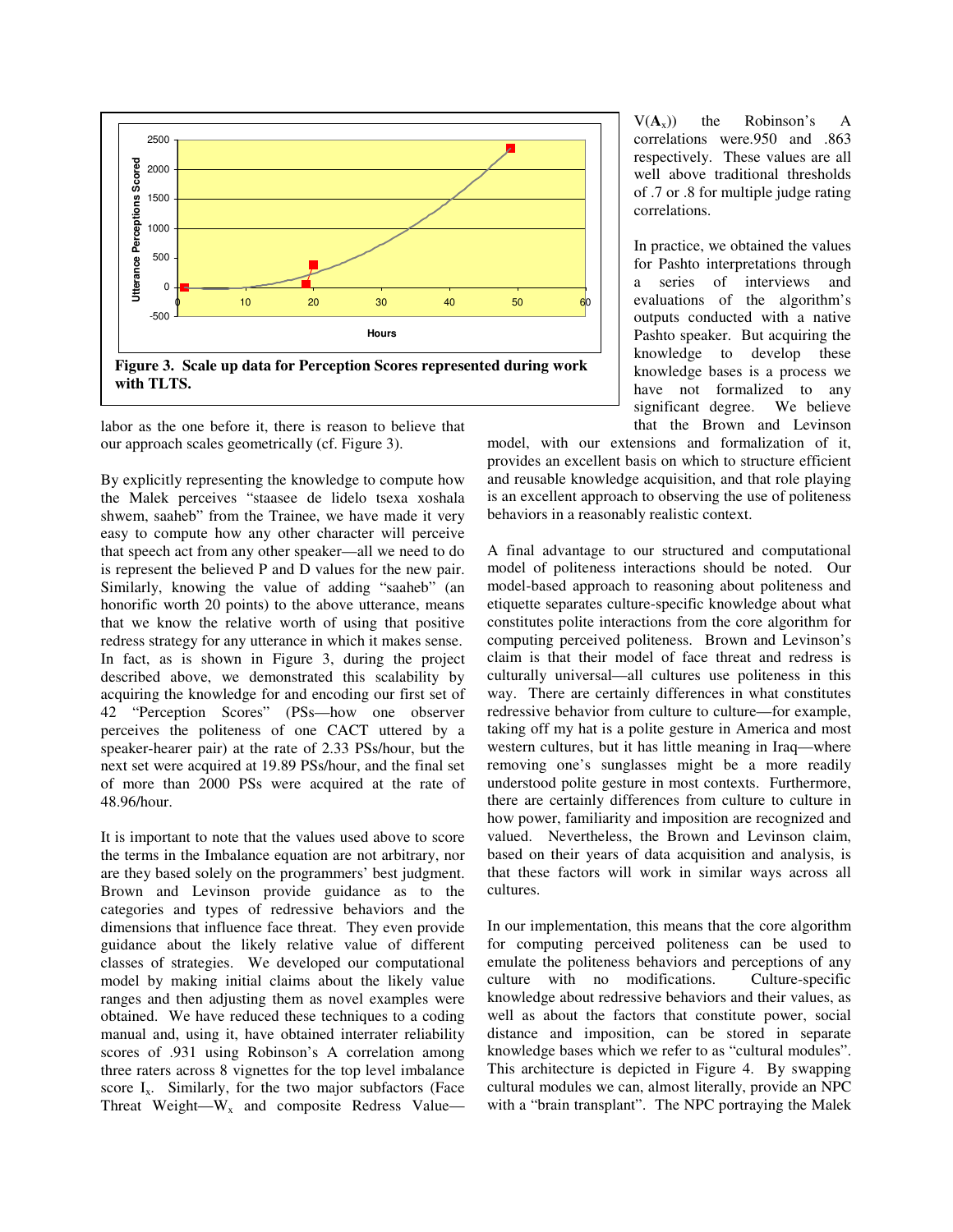Figure 3. Scale up data for Perception Scores represented during work with TLTS.

labor as the one before it, there is reason to believe that our approach scales geometrically (cf. Figure 3).

By explicitly representing the knowledge to compute how the Malek perceives "staasee de lidelo tsexa xoshala shwem, saaheb" from the Trainee, we have made it very easy to compute how any other character will perceive that speech act from any other speaker—all we need to do is represent the believed P and D values for the new pair. Similarly, knowing the value of adding "saaheb" (an honorific worth 20 points) to the above utterance, means that we know the relative worth of using that positive redress strategy for any utterance in which it makes sense. In fact, as is shown in Figure 3, during the project described above, we demonstrated this scalability by acquiring the knowledge for and encoding our first set of 42 "Perception Scores" (PSs—how one observer perceives the politeness of one CACT uttered by a speaker-hearer pair) at the rate of 2.33 PSs/hour, but the next set were acquired at 19.89 PSs/hour, and the final set of more than 2000 PSs were acquired at the rate of 48.96/hour.

It is important to note that the values used above to score the terms in the Imbalance equation are not arbitrary, nor are they based solely on the programmers' best judgment. Brown and Levinson provide guidance as to the categories and types of redressive behaviors and the dimensions that influence face threat. They even provide guidance about the likely relative value of different classes of strategies. We developed our computational model by making initial claims about the likely value ranges and then adjusting them as novel examples were obtained. We have reduced these techniques to a coding manual and, using it, have obtained interrater reliability scores of .931 using Robinson's A correlation among three raters across 8 vignettes for the top level imbalance score $I_x$. Similarly, for the two major subfactors (Face Threat Weight—$W_x$ and composite Redress Value—$V(\mathbf{A}_x)$) the Robinson's A correlations were .950 and .863 respectively. These values are all well above traditional thresholds of .7 or .8 for multiple judge rating correlations.

In practice, we obtained the values for Pashto interpretations through a series of interviews and evaluations of the algorithm's outputs conducted with a native Pashto speaker. But acquiring the knowledge to develop these knowledge bases is a process we have not formalized to any significant degree. We believe that the Brown and Levinson model, with our extensions and formalization of it, provides an excellent basis on which to structure efficient and reusable knowledge acquisition, and that role playing is an excellent approach to observing the use of politeness behaviors in a reasonably realistic context.

A final advantage to our structured and computational model of politeness interactions should be noted. Our model-based approach to reasoning about politeness and etiquette separates culture-specific knowledge about what constitutes polite interactions from the core algorithm for computing perceived politeness. Brown and Levinson's claim is that their model of face threat and redress is culturally universal—all cultures use politeness in this way. There are certainly differences in what constitutes redressive behavior from culture to culture—for example, taking off my hat is a polite gesture in America and most western cultures, but it has little meaning in Iraq—where removing one's sunglasses might be a more readily understood polite gesture in most contexts. Furthermore, there are certainly differences from culture to culture in how power, familiarity and imposition are recognized and valued. Nevertheless, the Brown and Levinson claim, based on their years of data acquisition and analysis, is that these factors will work in similar ways across all cultures.

In our implementation, this means that the core algorithm for computing perceived politeness can be used to emulate the politeness behaviors and perceptions of any culture with no modifications. Culture-specific knowledge about redressive behaviors and their values, as well as about the factors that constitute power, social distance and imposition, can be stored in separate knowledge bases which we refer to as "cultural modules". This architecture is depicted in Figure 4. By swapping cultural modules we can, almost literally, provide an NPC with a "brain transplant". The NPC portraying the Malek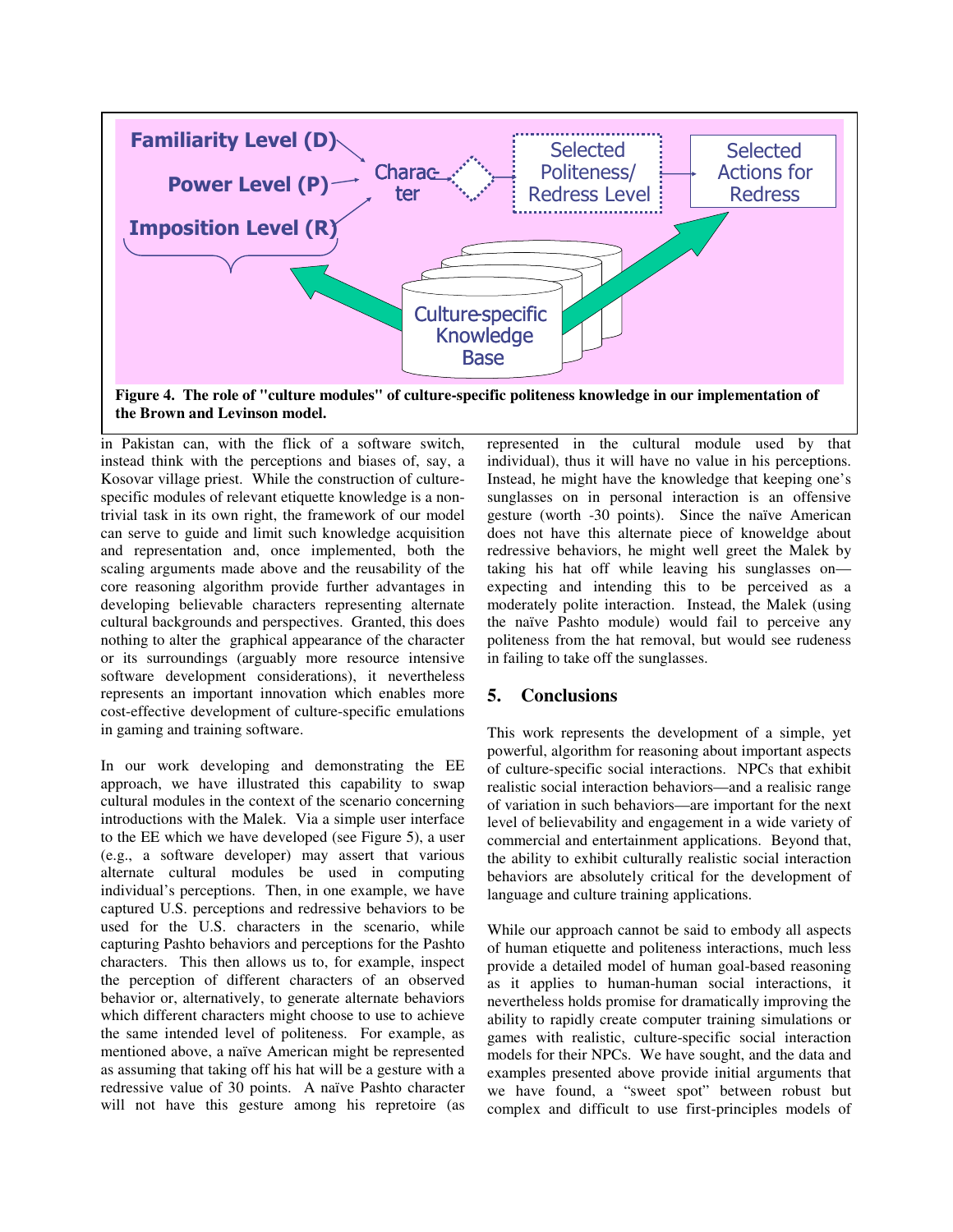**Figure 4. The role of "culture modules" of culture-specific politeness knowledge in our implementation of the Brown and Levinson model.**

in Pakistan can, with the flick of a software switch, instead think with the perceptions and biases of, say, a Kosovar village priest. While the construction of culture-specific modules of relevant etiquette knowledge is a non-trivial task in its own right, the framework of our model can serve to guide and limit such knowledge acquisition and representation and, once implemented, both the scaling arguments made above and the reusability of the core reasoning algorithm provide further advantages in developing believable characters representing alternate cultural backgrounds and perspectives. Granted, this does nothing to alter the graphical appearance of the character or its surroundings (arguably more resource intensive software development considerations), it nevertheless represents an important innovation which enables more cost-effective development of culture-specific emulations in gaming and training software.

In our work developing and demonstrating the EE approach, we have illustrated this capability to swap cultural modules in the context of the scenario concerning introductions with the Malek. Via a simple user interface to the EE which we have developed (see Figure 5), a user (e.g., a software developer) may assert that various alternate cultural modules be used in computing individual's perceptions. Then, in one example, we have captured U.S. perceptions and redressive behaviors to be used for the U.S. characters in the scenario, while capturing Pashto behaviors and perceptions for the Pashto characters. This then allows us to, for example, inspect the perception of different characters of an observed behavior or, alternatively, to generate alternate behaviors which different characters might choose to use to achieve the same intended level of politeness. For example, as mentioned above, a naïve American might be represented as assuming that taking off his hat will be a gesture with a redressive value of 30 points. A naïve Pashto character will not have this gesture among his repretoire (as represented in the cultural module used by that individual), thus it will have no value in his perceptions. Instead, he might have the knowledge that keeping one's sunglasses on in personal interaction is an offensive gesture (worth -30 points). Since the naïve American does not have this alternate piece of knoweldge about redressive behaviors, he might well greet the Malek by taking his hat off while leaving his sunglasses on—expecting and intending this to be perceived as a moderately polite interaction. Instead, the Malek (using the naïve Pashto module) would fail to perceive any politeness from the hat removal, but would see rudeness in failing to take off the sunglasses.

## 5. Conclusions

This work represents the development of a simple, yet powerful, algorithm for reasoning about important aspects of culture-specific social interactions. NPCs that exhibit realistic social interaction behaviors—and a realistic range of variation in such behaviors—are important for the next level of believability and engagement in a wide variety of commercial and entertainment applications. Beyond that, the ability to exhibit culturally realistic social interaction behaviors are absolutely critical for the development of language and culture training applications.

While our approach cannot be said to embody all aspects of human etiquette and politeness interactions, much less provide a detailed model of human goal-based reasoning as it applies to human-human social interactions, it nevertheless holds promise for dramatically improving the ability to rapidly create computer training simulations or games with realistic, culture-specific social interaction models for their NPCs. We have sought, and the data and examples presented above provide initial arguments that we have found, a "sweet spot" between robust but complex and difficult to use first-principles models of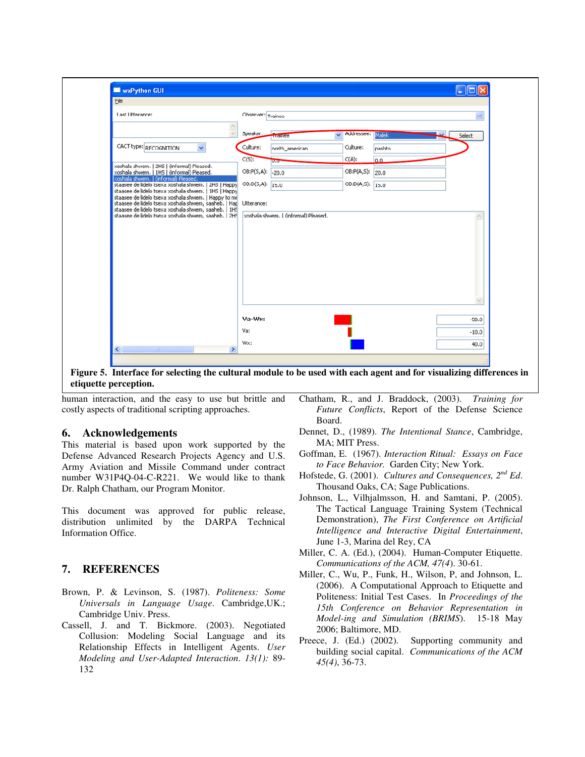**Figure 5. Interface for selecting the cultural module to be used with each agent and for visualizing differences in etiquette perception.**

human interaction, and the easy to use but brittle and costly aspects of traditional scripting approaches.

## 6. Acknowledgements

This material is based upon work supported by the Defense Advanced Research Projects Agency and U.S. Army Aviation and Missile Command under contract number W31P4Q-04-C-R221. We would like to thank Dr. Ralph Chatham, our Program Monitor.

This document was approved for public release, distribution unlimited by the DARPA Technical Information Office.

## 7. REFERENCES

Brown, P. & Levinson, S. (1987). *Politeness: Some Universals in Language Usage*. Cambridge,UK.; Cambridge Univ. Press.

Cassell, J. and T. Bickmore. (2003). Negotiated Collusion: Modeling Social Language and its Relationship Effects in Intelligent Agents. *User Modeling and User-Adapted Interaction. 13(1)*: 89-132

Chatham, R., and J. Braddock, (2003). *Training for Future Conflicts*, Report of the Defense Science Board.

Dennet, D., (1989). *The Intentional Stance*, Cambridge, MA; MIT Press.

Goffman, E. (1967). *Interaction Ritual: Essays on Face to Face Behavior.* Garden City; New York.

Hofstede, G. (2001). *Cultures and Consequences, 2nd Ed.* Thousand Oaks, CA; Sage Publications.

Johnson, L., Vilhjalmsson, H. and Samtani, P. (2005). The Tactical Language Training System (Technical Demonstration), *The First Conference on Artificial Intelligence and Interactive Digital Entertainment*, June 1-3, Marina del Rey, CA

Miller, C. A. (Ed.), (2004). Human-Computer Etiquette. *Communications of the ACM, 47(4)*. 30-61.

Miller, C., Wu, P., Funk, H., Wilson, P, and Johnson, L. (2006). A Computational Approach to Etiquette and Politeness: Initial Test Cases. In *Proceedings of the 15th Conference on Behavior Representation in Model-ing and Simulation (BRIMS)*. 15-18 May 2006; Baltimore, MD.

Preece, J. (Ed.) (2002). Supporting community and building social capital. *Communications of the ACM 45(4)*, 36-73.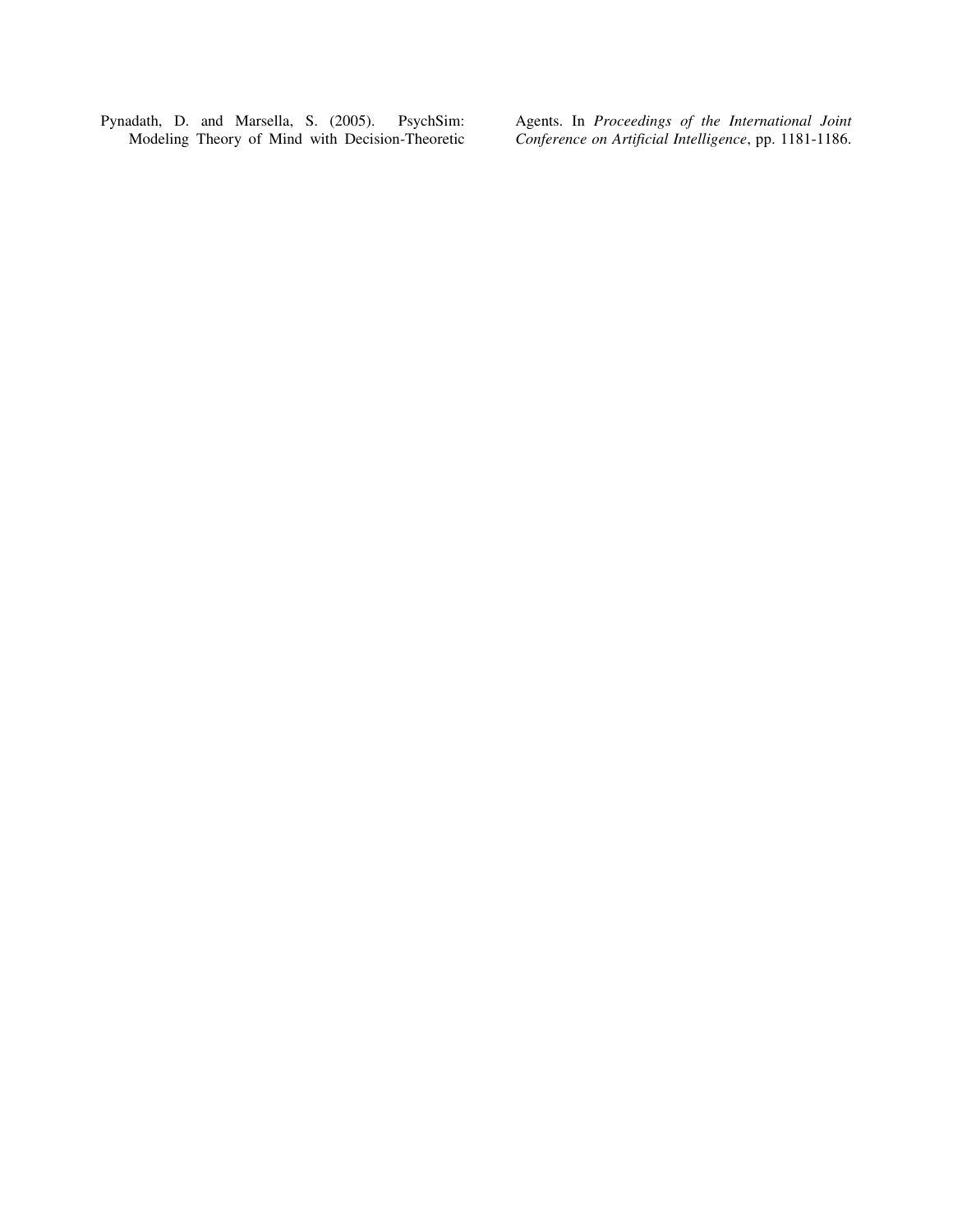Pynadath, D. and Marsella, S. (2005). PsychSim: Modeling Theory of Mind with Decision-Theoretic Agents. In *Proceedings of the International Joint Conference on Artificial Intelligence*, pp. 1181-1186.